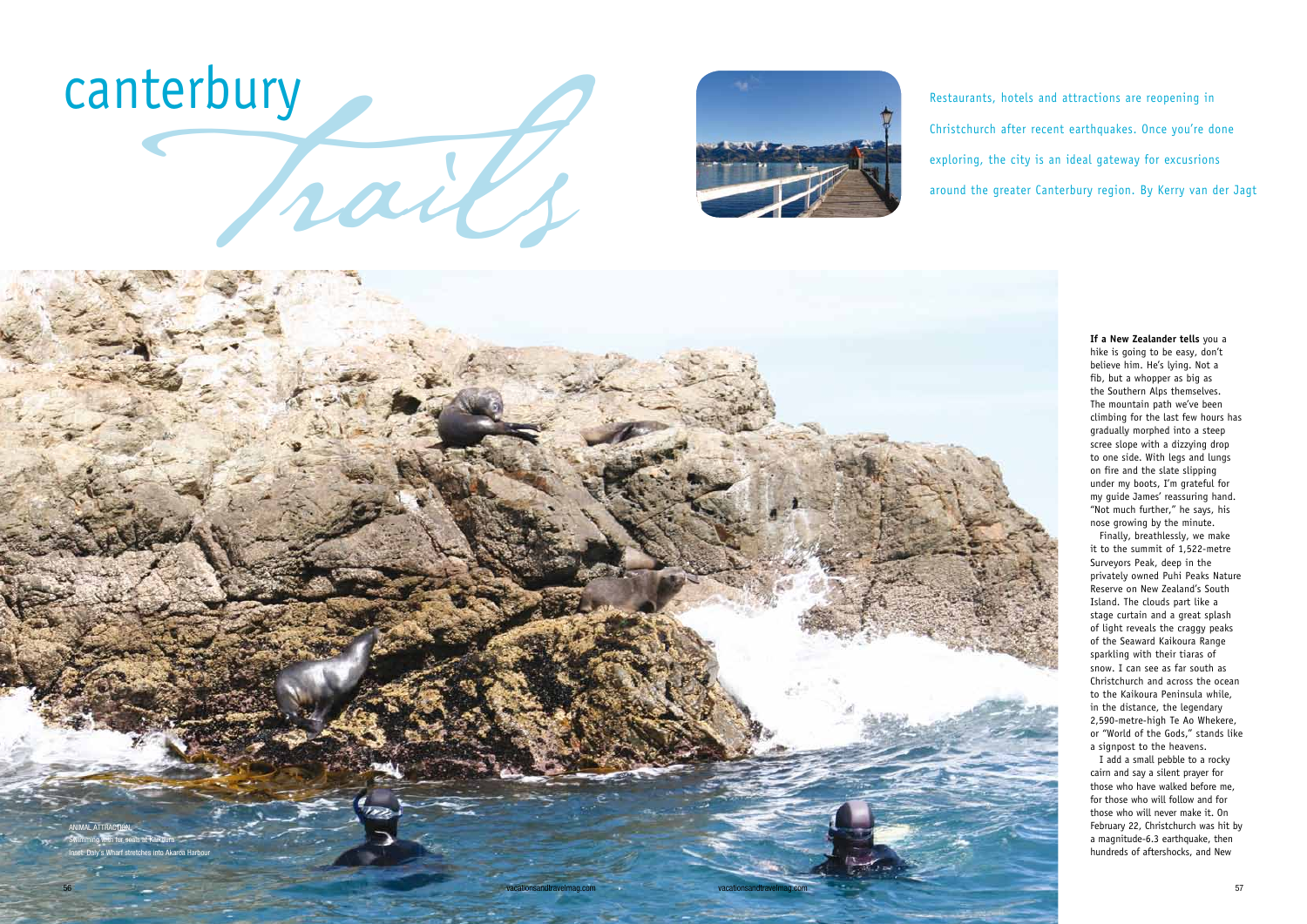# canterbury *trails*

Restaurants, hotels and attractions are reopening in Christchurch after recent earthquakes. Once you're done exploring, the city is an ideal gateway for excusrions around the greater Canterbury region. By Kerry van der Jagt

ANIMAL ATTRACTION
Swimming with fur seals at Kaikoura
Inset: Daly's Wharf stretches into Akaroa Harbour

**If a New Zealander tells** you a hike is going to be easy, don't believe him. He's lying. Not a fib, but a whopper as big as the Southern Alps themselves. The mountain path we've been climbing for the last few hours has gradually morphed into a steep scree slope with a dizzying drop to one side. With legs and lungs on fire and the slate slipping under my boots, I'm grateful for my guide James' reassuring hand. "Not much further," he says, his nose growing by the minute.

Finally, breathlessly, we make it to the summit of 1,522-metre Surveyors Peak, deep in the privately owned Puhi Peaks Nature Reserve on New Zealand's South Island. The clouds part like a stage curtain and a great splash of light reveals the craggy peaks of the Seaward Kaikoura Range sparkling with their tiaras of snow. I can see as far south as Christchurch and across the ocean to the Kaikoura Peninsula while, in the distance, the legendary 2,590-metre-high Te Ao Whekere, or "World of the Gods," stands like a signpost to the heavens.

I add a small pebble to a rocky cairn and say a silent prayer for those who have walked before me, for those who will follow and for those who will never make it. On February 22, Christchurch was hit by a magnitude-6.3 earthquake, then hundreds of aftershocks, and New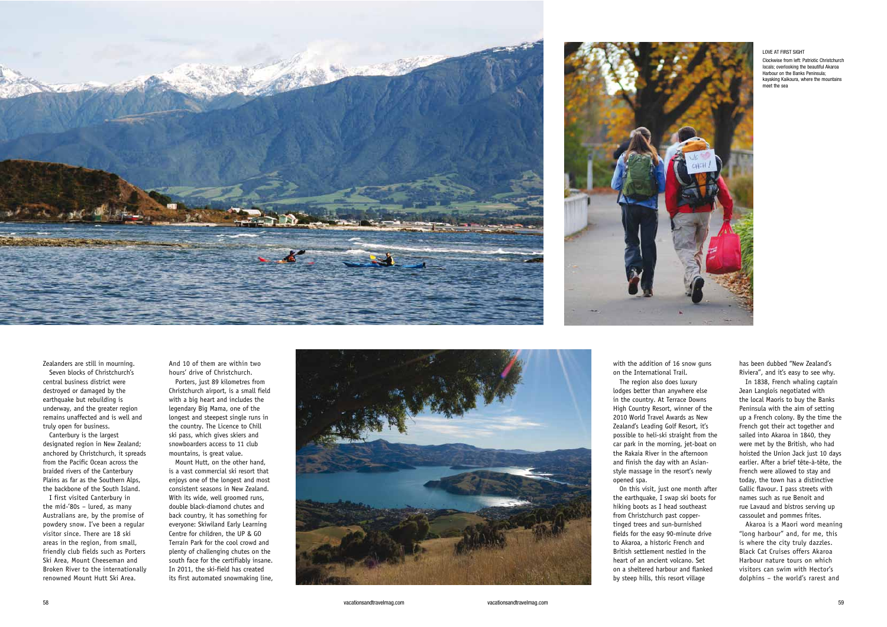LOVE AT FIRST SIGHT

Clockwise from left: Patriotic Christchurch locals; overlooking the beautiful Akaroa Harbour on the Banks Peninsula; kayaking Kaikoura, where the mountains meet the sea

Zealanders are still in mourning.

Seven blocks of Christchurch's central business district were destroyed or damaged by the earthquake but rebuilding is underway, and the greater region remains unaffected and is well and truly open for business.

Canterbury is the largest designated region in New Zealand; anchored by Christchurch, it spreads from the Pacific Ocean across the braided rivers of the Canterbury Plains as far as the Southern Alps, the backbone of the South Island.

I first visited Canterbury in the mid-'80s – lured, as many Australians are, by the promise of powdery snow. I've been a regular visitor since. There are 18 ski areas in the region, from small, friendly club fields such as Porters Ski Area, Mount Cheeseman and Broken River to the internationally renowned Mount Hutt Ski Area. And 10 of them are within two hours' drive of Christchurch.

Porters, just 89 kilometres from Christchurch airport, is a small field with a big heart and includes the legendary Big Mama, one of the longest and steepest single runs in the country. The Licence to Chill ski pass, which gives skiers and snowboarders access to 11 club mountains, is great value.

Mount Hutt, on the other hand, is a vast commercial ski resort that enjoys one of the longest and most consistent seasons in New Zealand. With its wide, well groomed runs, double black-diamond chutes and back country, it has something for everyone: Skiwiland Early Learning Centre for children, the UP & GO Terrain Park for the cool crowd and plenty of challenging chutes on the south face for the certifiably insane. In 2011, the ski-field has created its first automated snowmaking line, with the addition of 16 snow guns on the International Trail.

The region also does luxury lodges better than anywhere else in the country. At Terrace Downs High Country Resort, winner of the 2010 World Travel Awards as New Zealand's Leading Golf Resort, it's possible to heli-ski straight from the car park in the morning, jet-boat on the Rakaia River in the afternoon and finish the day with an Asian-style massage in the resort's newly opened spa.

On this visit, just one month after the earthquake, I swap ski boots for hiking boots as I head southeast from Christchurch past copper-tinged trees and sun-burnished fields for the easy 90-minute drive to Akaroa, a historic French and British settlement nestled in the heart of an ancient volcano. Set on a sheltered harbour and flanked by steep hills, this resort village has been dubbed "New Zealand's Riviera", and it's easy to see why.

In 1838, French whaling captain Jean Langlois negotiated with the local Maoris to buy the Banks Peninsula with the aim of setting up a French colony. By the time the French got their act together and sailed into Akaroa in 1840, they were met by the British, who had hoisted the Union Jack just 10 days earlier. After a brief tête-à-tête, the French were allowed to stay and today, the town has a distinctive Gallic flavour. I pass streets with names such as rue Benoit and rue Lavaud and bistros serving up cassoulet and pommes frites.

Akaroa is a Maori word meaning "long harbour" and, for me, this is where the city truly dazzles. Black Cat Cruises offers Akaroa Harbour nature tours on which visitors can swim with Hector's dolphins – the world's rarest and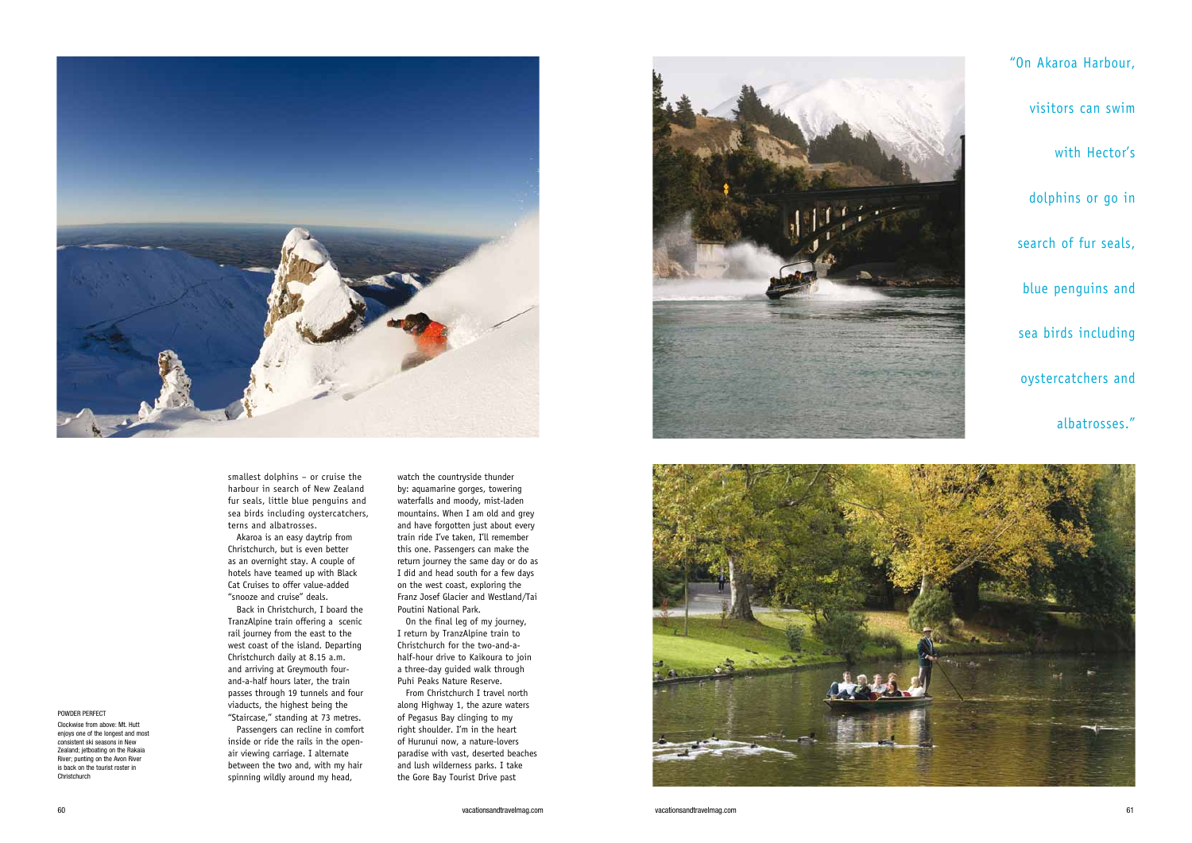"On Akaroa Harbour, visitors can swim with Hector's dolphins or go in search of fur seals, blue penguins and sea birds including oystercatchers and albatrosses."

POWDER PERFECT

Clockwise from above: Mt. Hutt enjoys one of the longest and most consistent ski seasons in New Zealand; jetboating on the Rakaia River; punting on the Avon River is back on the tourist roster in Christchurch

smallest dolphins – or cruise the harbour in search of New Zealand fur seals, little blue penguins and sea birds including oystercatchers, terns and albatrosses.

Akaroa is an easy daytrip from Christchurch, but is even better as an overnight stay. A couple of hotels have teamed up with Black Cat Cruises to offer value-added "snooze and cruise" deals.

Back in Christchurch, I board the TranzAlpine train offering a scenic rail journey from the east to the west coast of the island. Departing Christchurch daily at 8.15 a.m. and arriving at Greymouth four-and-a-half hours later, the train passes through 19 tunnels and four viaducts, the highest being the "Staircase," standing at 73 metres.

Passengers can recline in comfort inside or ride the rails in the open-air viewing carriage. I alternate between the two and, with my hair spinning wildly around my head, watch the countryside thunder by: aquamarine gorges, towering waterfalls and moody, mist-laden mountains. When I am old and grey and have forgotten just about every train ride I've taken, I'll remember this one. Passengers can make the return journey the same day or do as I did and head south for a few days on the west coast, exploring the Franz Josef Glacier and Westland/Tai Poutini National Park.

On the final leg of my journey, I return by TranzAlpine train to Christchurch for the two-and-a-half-hour drive to Kaikoura to join a three-day guided walk through Puhi Peaks Nature Reserve.

From Christchurch I travel north along Highway 1, the azure waters of Pegasus Bay clinging to my right shoulder. I'm in the heart of Hurunui now, a nature-lovers paradise with vast, deserted beaches and lush wilderness parks. I take the Gore Bay Tourist Drive past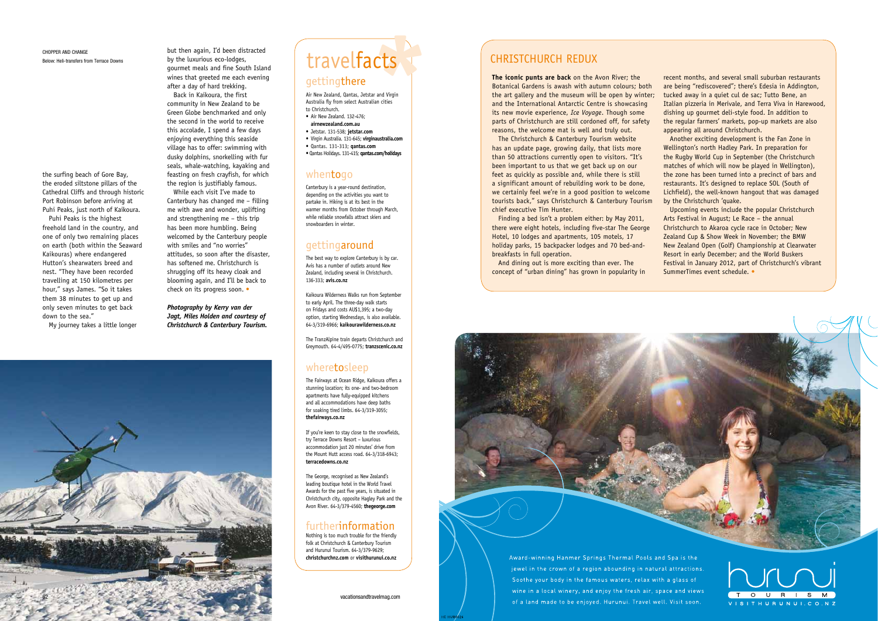CHOPPER AND CHANGE
Below: Heli-transfers from Terrace Downs

the surfing beach of Gore Bay, the eroded siltstone pillars of the Cathedral Cliffs and through historic Port Robinson before arriving at Puhi Peaks, just north of Kaikoura.

Puhi Peaks is the highest freehold land in the country, and one of only two remaining places on earth (both within the Seaward Kaikouras) where endangered Hutton's shearwaters breed and nest. "They have been recorded travelling at 150 kilometres per hour," says James. "So it takes them 38 minutes to get up and only seven minutes to get back down to the sea."

My journey takes a little longer but then again, I'd been distracted by the luxurious eco-lodges, gourmet meals and fine South Island wines that greeted me each evening after a day of hard trekking.

Back in Kaikoura, the first community in New Zealand to be Green Globe benchmarked and only the second in the world to receive this accolade, I spend a few days enjoying everything this seaside village has to offer: swimming with dusky dolphins, snorkelling with fur seals, whale-watching, kayaking and feasting on fresh crayfish, for which the region is justifiably famous.

While each visit I've made to Canterbury has changed me – filling me with awe and wonder, uplifting and strengthening me – this trip has been more humbling. Being welcomed by the Canterbury people with smiles and "no worries" attitudes, so soon after the disaster, has softened me. Christchurch is shrugging off its heavy cloak and blooming again, and I'll be back to check on its progress soon. •

***Photography by Kerry van der Jagt, Miles Holden and courtesy of Christchurch & Canterbury Tourism.***

# travelfacts

## gettingthere

Air New Zealand, Qantas, Jetstar and Virgin Australia fly from select Australian cities to Christchurch.

- Air New Zealand. 132-476; **airnewzealand.com.au**
- Jetstar. 131-538; **jetstar.com**
- Virgin Australia. 131-645; **virginaustralia.com**
- Qantas. 131-313; **qantas.com**
- Qantas Holidays. 131-415; **qantas.com/holidays**

## whentogo

Canterbury is a year-round destination, depending on the activities you want to partake in. Hiking is at its best in the warmer months from October through March, while reliable snowfalls attract skiers and snowboarders in winter.

## gettingaround

The best way to explore Canterbury is by car. Avis has a number of outlets around New Zealand, including several in Christchurch. 136-333; **avis.co.nz**

Kaikoura Wilderness Walks run from September to early April. The three-day walk starts on Fridays and costs AU$1,395; a two-day option, starting Wednesdays, is also available. 64-3/319-6966; **kaikourawilderness.co.nz**

The TranzAlpine train departs Christchurch and Greymouth. 64-4/495-0775; **tranzscenic.co.nz**

## wheretosleep

The Fairways at Ocean Ridge, Kaikoura offers a stunning location; its one- and two-bedroom apartments have fully-equipped kitchens and all accommodations have deep baths for soaking tired limbs. 64-3/319-3055; **thefairways.co.nz**

If you're keen to stay close to the snowfields, try Terrace Downs Resort – luxurious accommodation just 20 minutes' drive from the Mount Hutt access road. 64-3/318-6943; **terracedowns.co.nz**

The George, recognised as New Zealand's leading boutique hotel in the World Travel Awards for the past five years, is situated in Christchurch city, opposite Hagley Park and the Avon River. 64-3/379-4560; **thegeorge.com**

## furtherinformation

Nothing is too much trouble for the friendly folk at Christchurch & Canterbury Tourism and Hurunui Tourism. 64-3/379-9629; **christchurchnz.com** or **visithurunui.co.nz**

## CHRISTCHURCH REDUX

**The iconic punts are back** on the Avon River; the Botanical Gardens is awash with autumn colours; both the art gallery and the museum will be open by winter; and the International Antarctic Centre is showcasing its new movie experience, *Ice Voyage*. Though some parts of Christchurch are still cordoned off, for safety reasons, the welcome mat is well and truly out.

The Christchurch & Canterbury Tourism website has an update page, growing daily, that lists more than 50 attractions currently open to visitors. "It's been important to us that we get back up on our feet as quickly as possible and, while there is still a significant amount of rebuilding work to be done, we certainly feel we're in a good position to welcome tourists back," says Christchurch & Canterbury Tourism chief executive Tim Hunter.

Finding a bed isn't a problem either: by May 2011, there were eight hotels, including five-star The George Hotel, 10 lodges and apartments, 105 motels, 17 holiday parks, 15 backpacker lodges and 70 bed-and-breakfasts in full operation.

And dining out is more exciting than ever. The concept of "urban dining" has grown in popularity in recent months, and several small suburban restaurants are being "rediscovered"; there's Edesia in Addington, tucked away in a quiet cul de sac; Tutto Bene, an Italian pizzeria in Merivale, and Terra Viva in Harewood, dishing up gourmet deli-style food. In addition to the regular farmers' markets, pop-up markets are also appearing all around Christchurch.

Another exciting development is the Fan Zone in Wellington's north Hadley Park. In preparation for the Rugby World Cup in September (the Christchurch matches of which will now be played in Wellington), the zone has been turned into a precinct of bars and restaurants. It's designed to replace SOL (South of Lichfield), the well-known hangout that was damaged by the Christchurch 'quake.

Upcoming events include the popular Christchurch Arts Festival in August; Le Race – the annual Christchurch to Akaroa cycle race in October; New Zealand Cup & Show Week in November; the BMW New Zealand Open (Golf) Championship at Clearwater Resort in early December; and the World Buskers Festival in January 2012, part of Christchurch's vibrant SummerTimes event schedule. •

Award-winning Hanmer Springs Thermal Pools and Spa is the jewel in the crown of a region abounding in natural attractions. Soothe your body in the famous waters, relax with a glass of wine in a local winery, and enjoy the fresh air, space and views of a land made to be enjoyed. Hurunui. Travel well. Visit soon.

hurunui TOURISM
VISITHURUNUI.CO.NZ